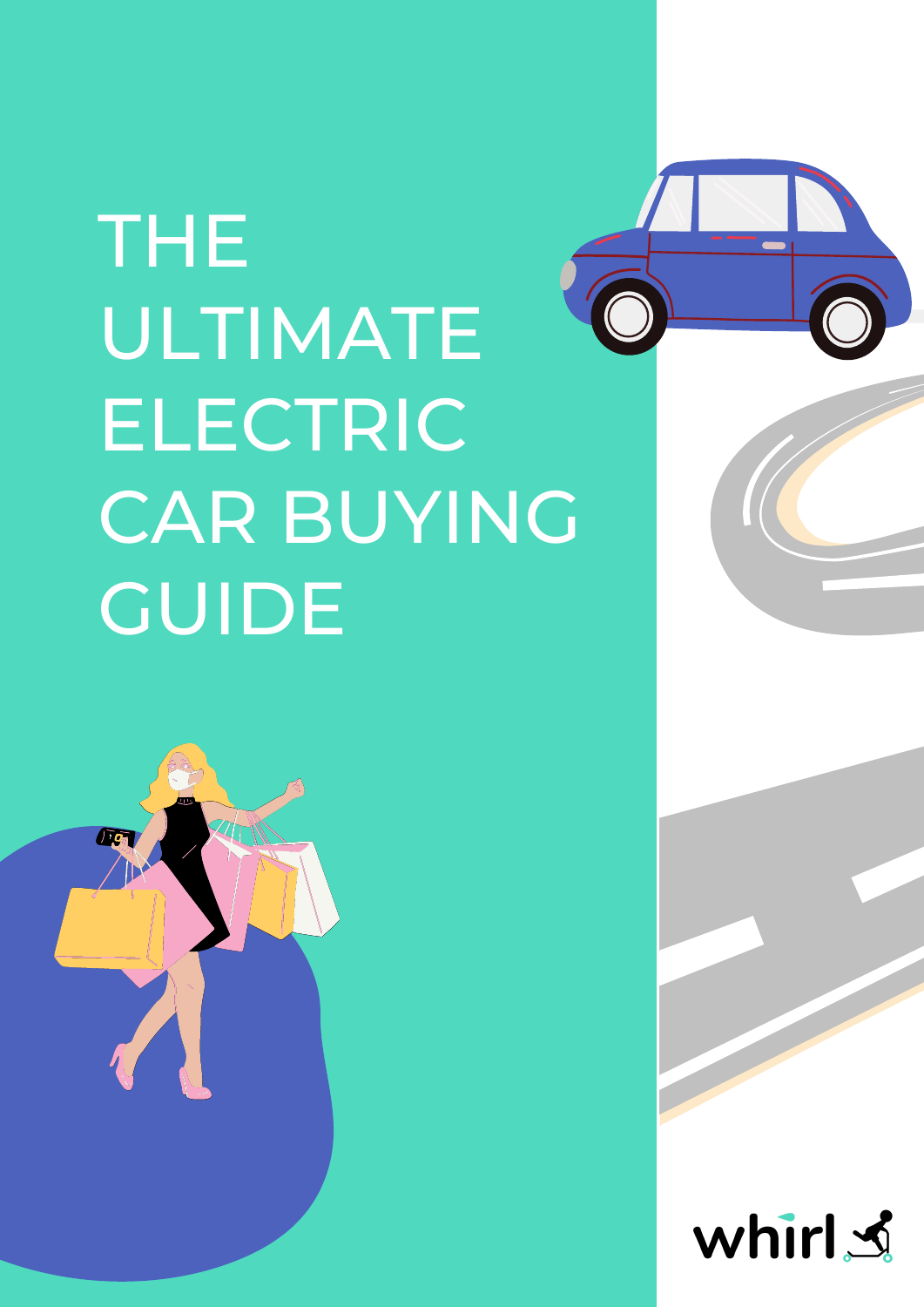# THE ULTIMATE ELECTRIC CAR BUYING GUIDE

whirl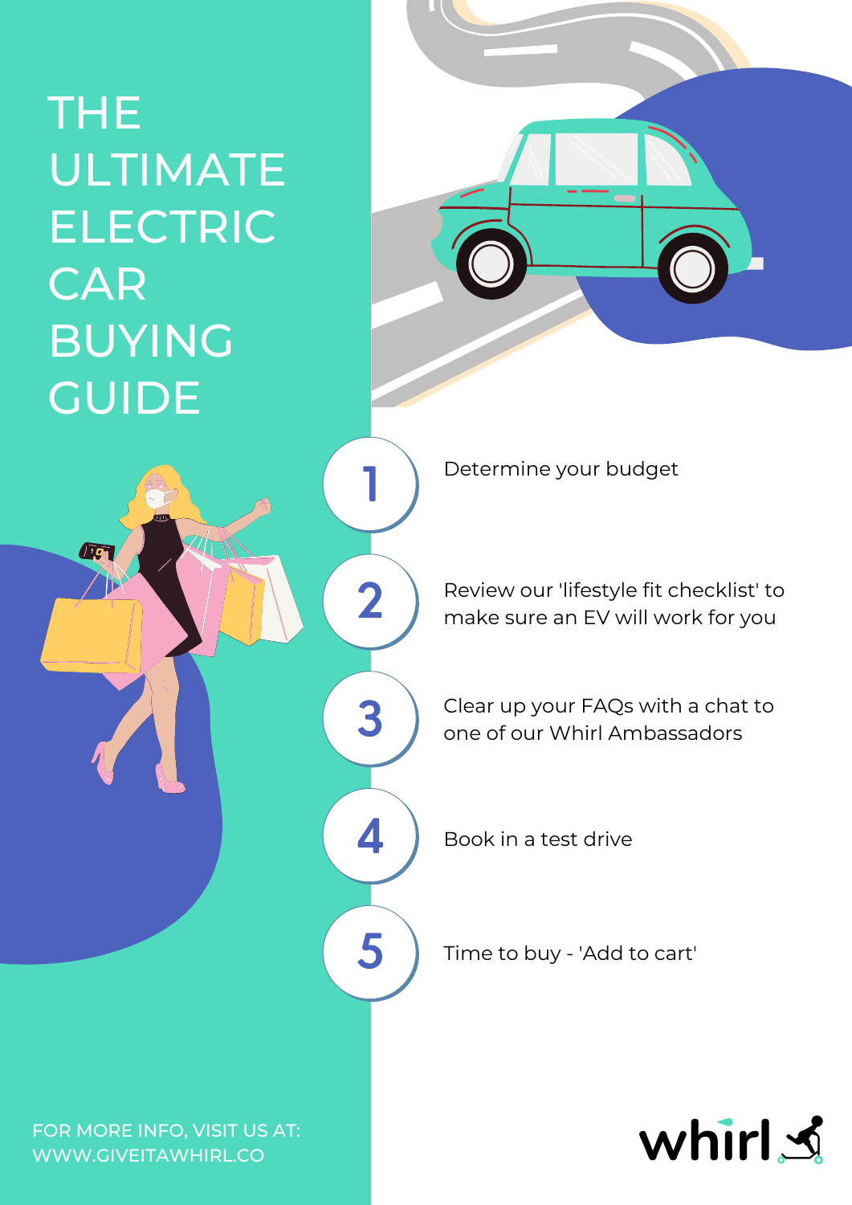# THE ULTIMATE ELECTRIC CAR BUYING GUIDE

1. Determine your budget
2. Review our 'lifestyle fit checklist' to make sure an EV will work for you
3. Clear up your FAQs with a chat to one of our Whirl Ambassadors
4. Book in a test drive
5. Time to buy - 'Add to cart'

FOR MORE INFO, VISIT US AT:
WWW.GIVEITAWHIRL.CO

whirl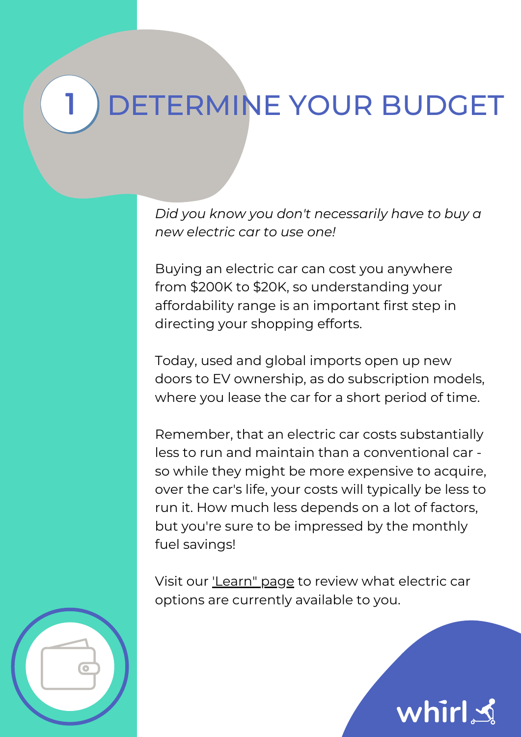# 1 DETERMINE YOUR BUDGET

*Did you know you don't necessarily have to buy a new electric car to use one!*

Buying an electric car can cost you anywhere from $200K to $20K, so understanding your affordability range is an important first step in directing your shopping efforts.

Today, used and global imports open up new doors to EV ownership, as do subscription models, where you lease the car for a short period of time.

Remember, that an electric car costs substantially less to run and maintain than a conventional car - so while they might be more expensive to acquire, over the car's life, your costs will typically be less to run it. How much less depends on a lot of factors, but you're sure to be impressed by the monthly fuel savings!

Visit our 'Learn" page to review what electric car options are currently available to you.

whirl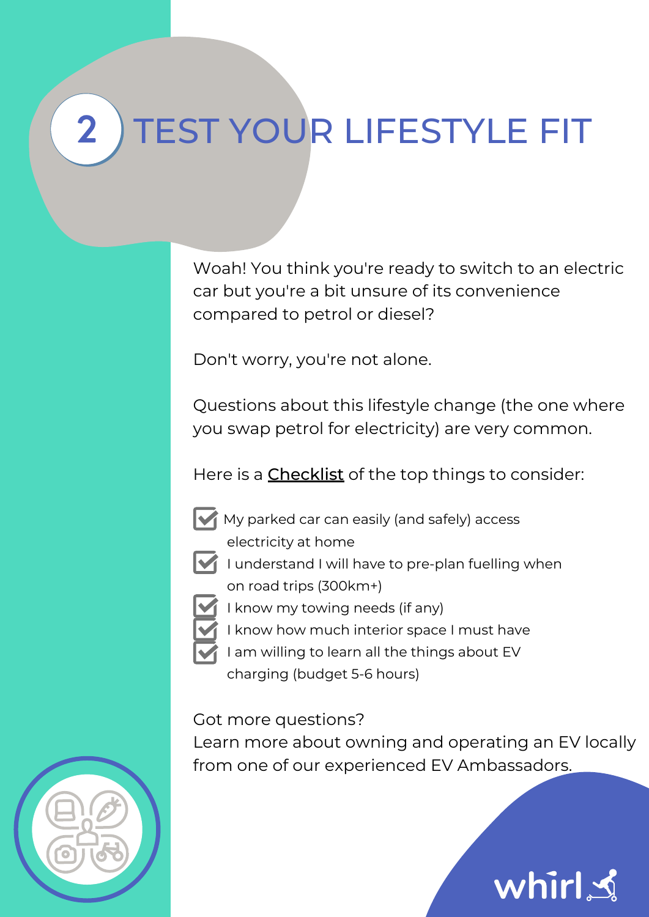# 2 TEST YOUR LIFESTYLE FIT

Woah! You think you're ready to switch to an electric car but you're a bit unsure of its convenience compared to petrol or diesel?

Don't worry, you're not alone.

Questions about this lifestyle change (the one where you swap petrol for electricity) are very common.

Here is a Checklist of the top things to consider:

- [x] My parked car can easily (and safely) access electricity at home
- [x] I understand I will have to pre-plan fuelling when on road trips (300km+)
- [x] I know my towing needs (if any)
- [x] I know how much interior space I must have
- [x] I am willing to learn all the things about EV charging (budget 5-6 hours)

Got more questions?
Learn more about owning and operating an EV locally from one of our experienced EV Ambassadors.

whirl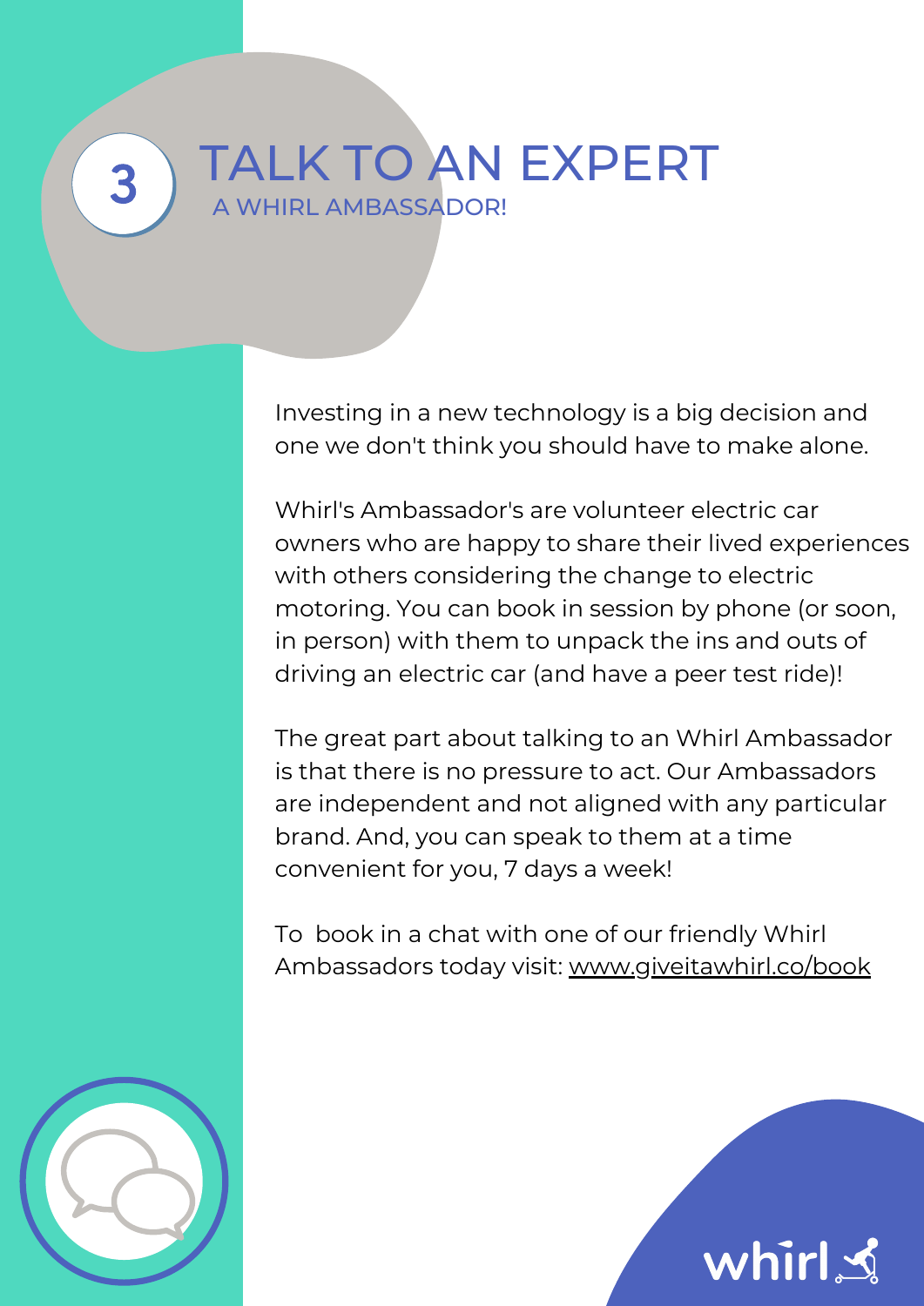# 3 TALK TO AN EXPERT

## A WHIRL AMBASSADOR!

Investing in a new technology is a big decision and one we don't think you should have to make alone.

Whirl's Ambassador's are volunteer electric car owners who are happy to share their lived experiences with others considering the change to electric motoring. You can book in session by phone (or soon, in person) with them to unpack the ins and outs of driving an electric car (and have a peer test ride)!

The great part about talking to an Whirl Ambassador is that there is no pressure to act. Our Ambassadors are independent and not aligned with any particular brand. And, you can speak to them at a time convenient for you, 7 days a week!

To book in a chat with one of our friendly Whirl Ambassadors today visit: www.giveitawhirl.co/book

whirl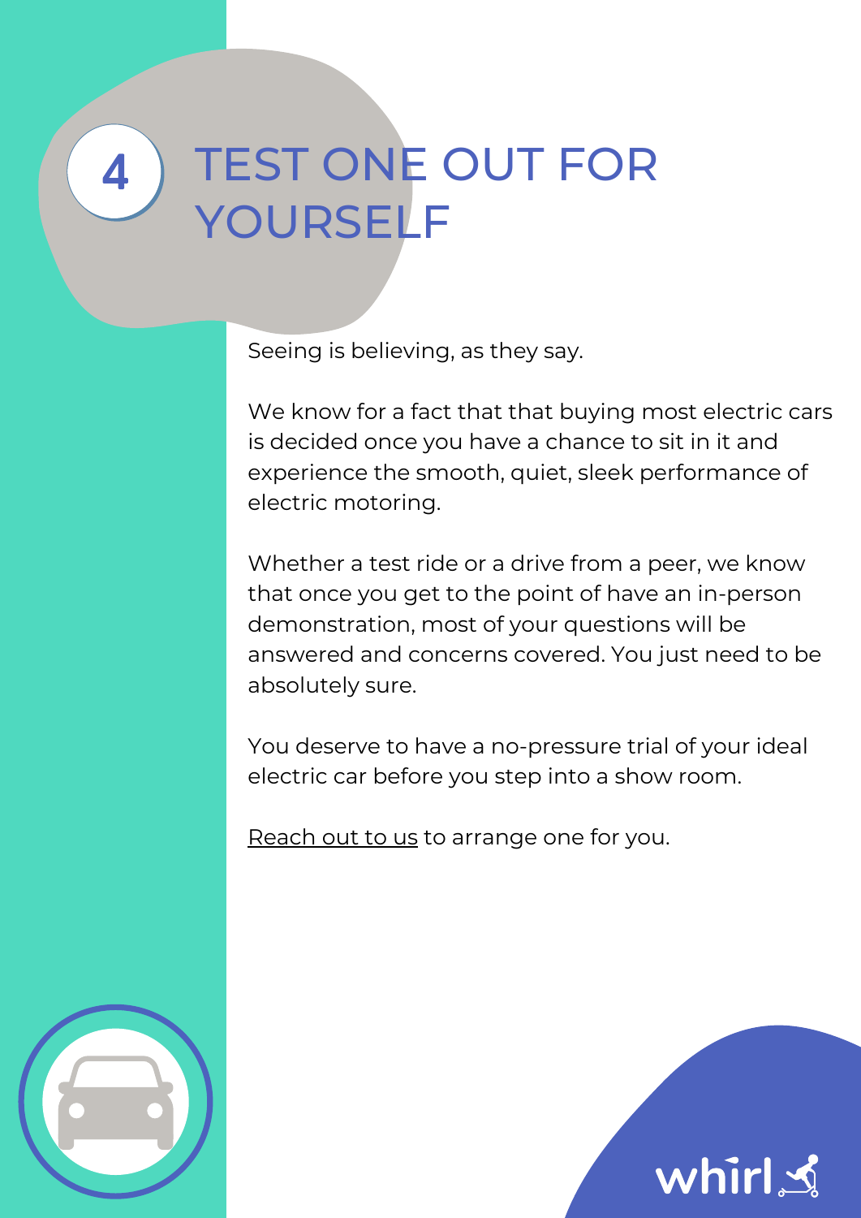# 4 TEST ONE OUT FOR YOURSELF

Seeing is believing, as they say.

We know for a fact that that buying most electric cars is decided once you have a chance to sit in it and experience the smooth, quiet, sleek performance of electric motoring.

Whether a test ride or a drive from a peer, we know that once you get to the point of have an in-person demonstration, most of your questions will be answered and concerns covered. You just need to be absolutely sure.

You deserve to have a no-pressure trial of your ideal electric car before you step into a show room.

Reach out to us to arrange one for you.

whirl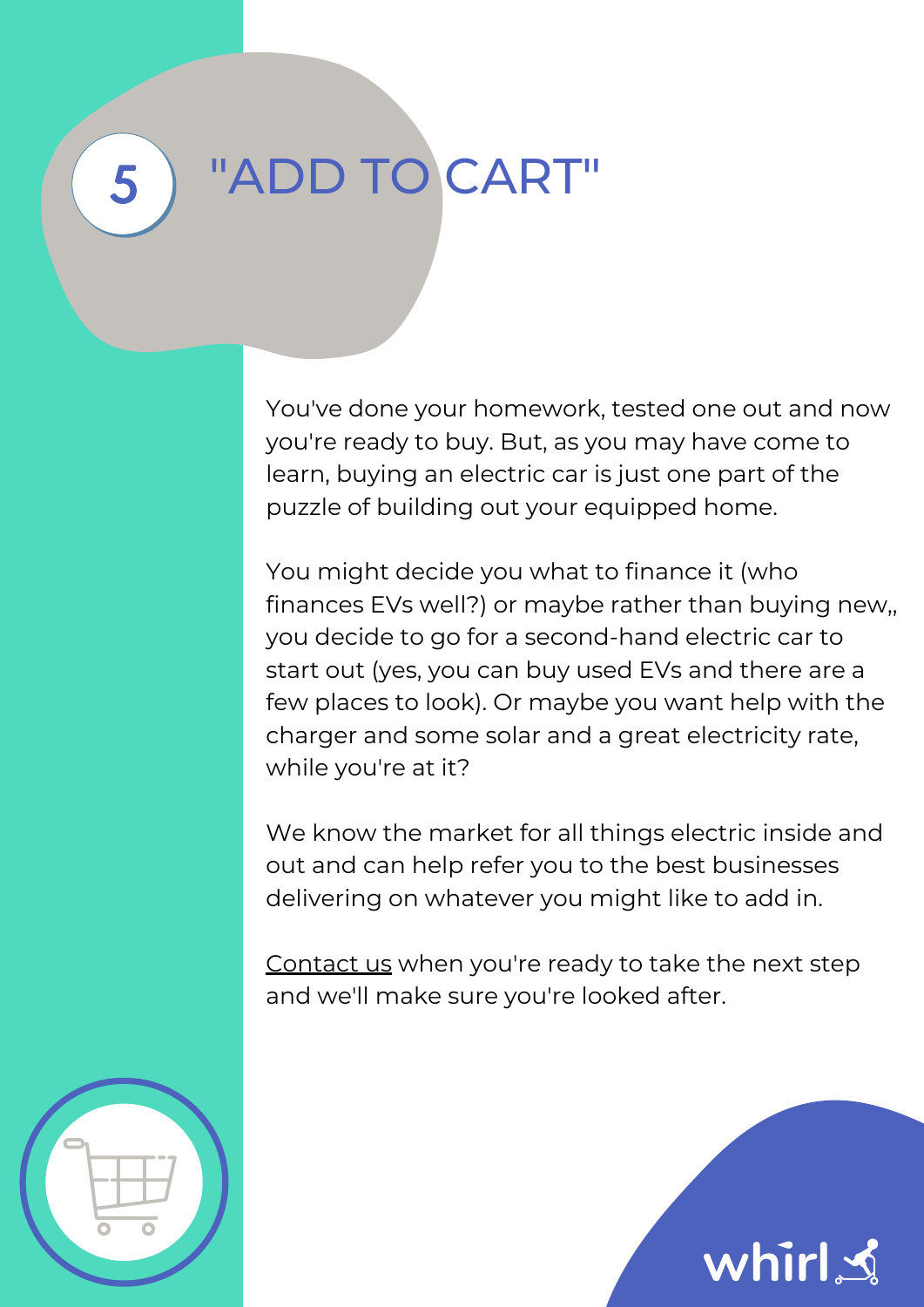# 5 "ADD TO CART"

You've done your homework, tested one out and now you're ready to buy. But, as you may have come to learn, buying an electric car is just one part of the puzzle of building out your equipped home.

You might decide you what to finance it (who finances EVs well?) or maybe rather than buying new,, you decide to go for a second-hand electric car to start out (yes, you can buy used EVs and there are a few places to look). Or maybe you want help with the charger and some solar and a great electricity rate, while you're at it?

We know the market for all things electric inside and out and can help refer you to the best businesses delivering on whatever you might like to add in.

Contact us when you're ready to take the next step and we'll make sure you're looked after.

whirl